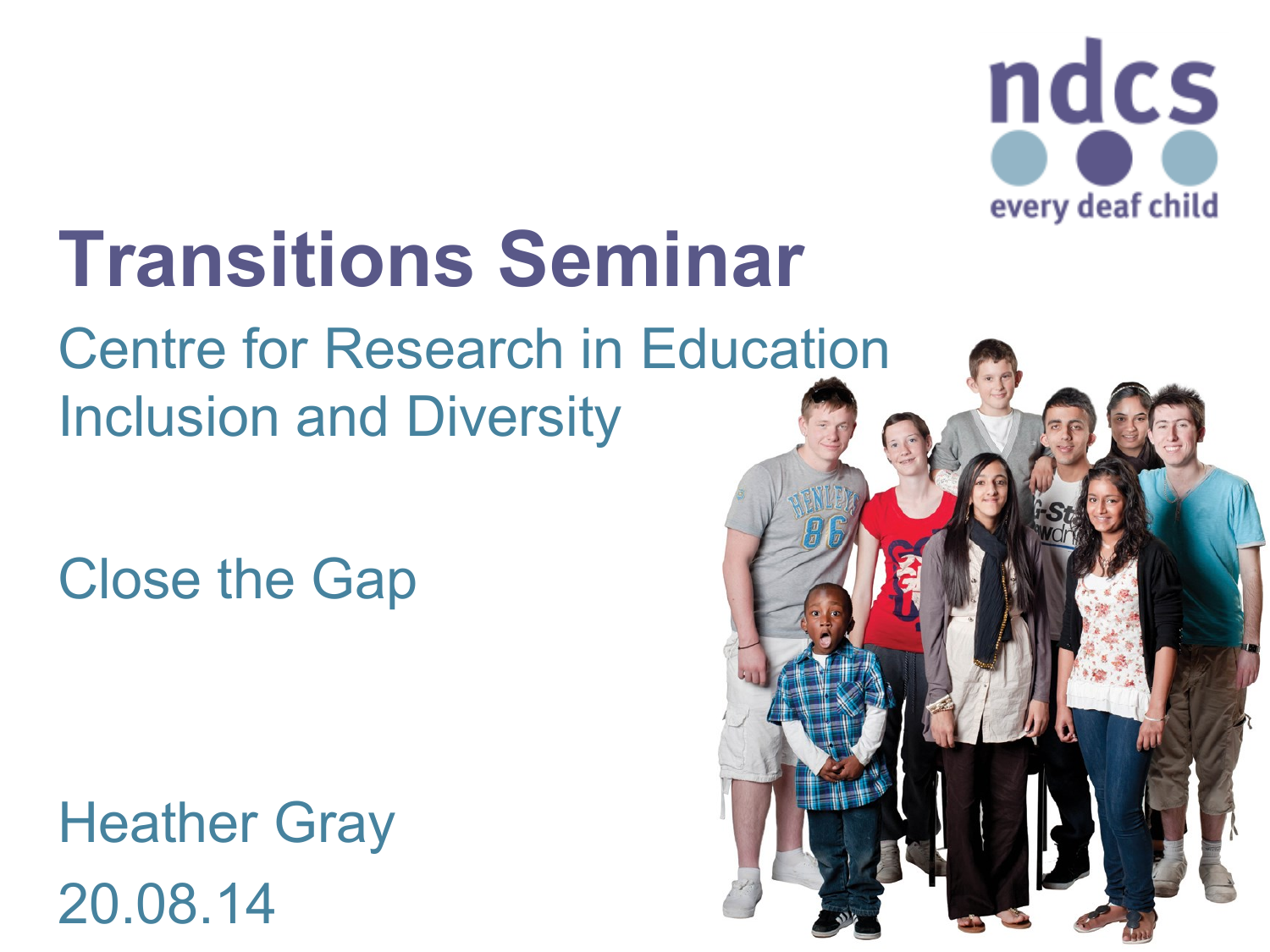ndcs

every deaf child

# Transitions Seminar

Centre for Research in Education Inclusion and Diversity

Close the Gap

Heather Gray

20.08.14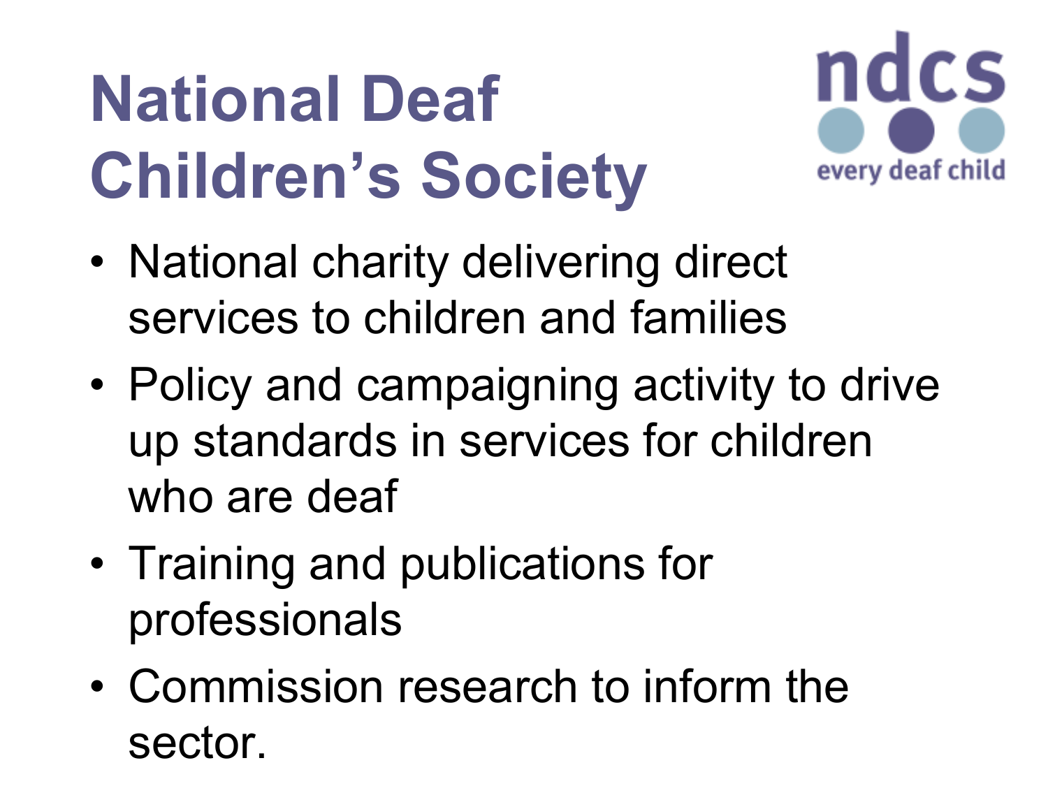# National Deaf Children's Society

ndcs
every deaf child

- National charity delivering direct services to children and families
- Policy and campaigning activity to drive up standards in services for children who are deaf
- Training and publications for professionals
- Commission research to inform the sector.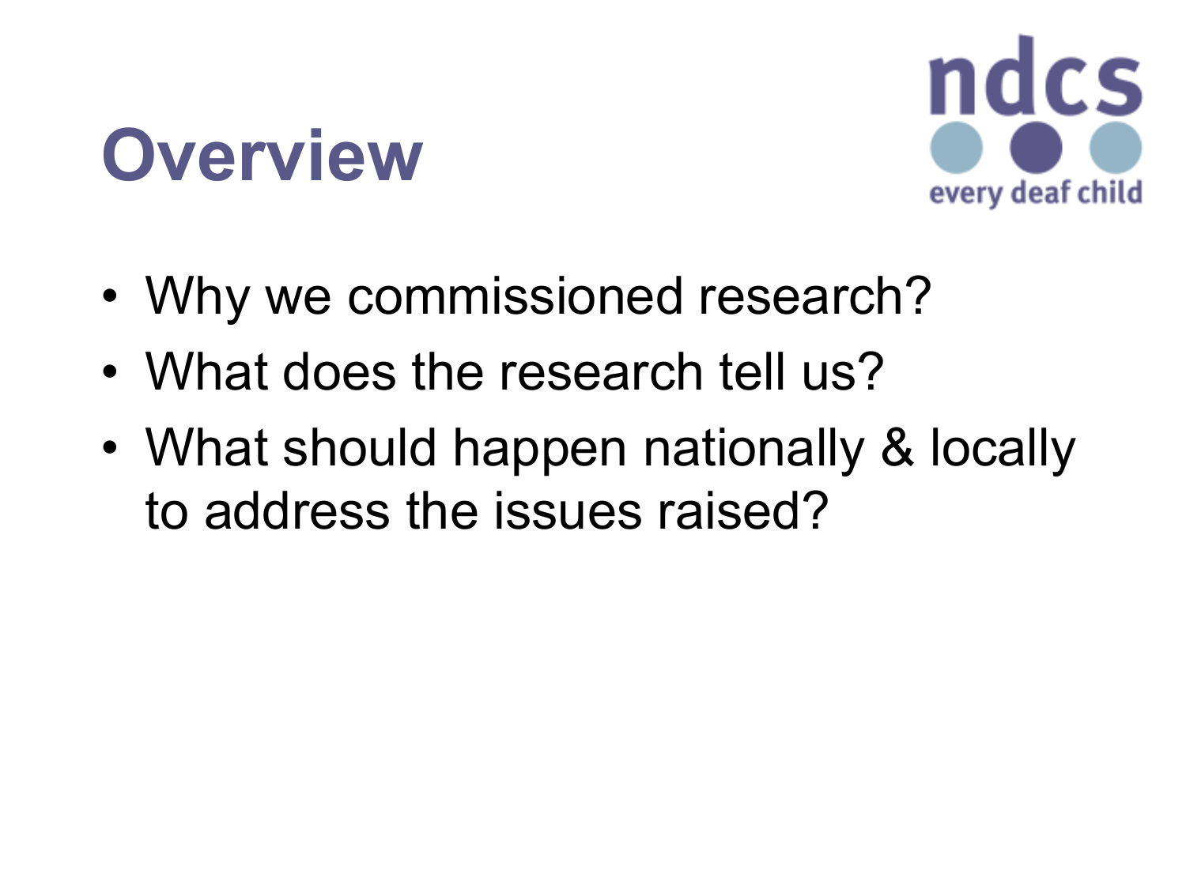# Overview

- Why we commissioned research?
- What does the research tell us?
- What should happen nationally & locally to address the issues raised?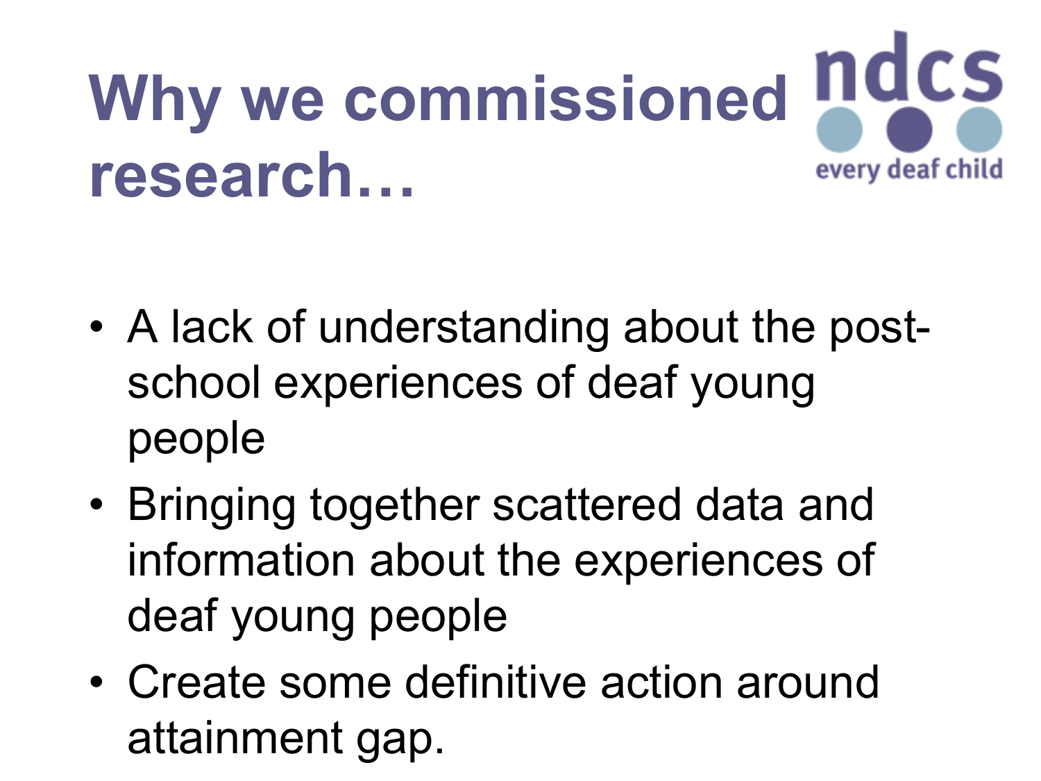# Why we commissioned research…

ndcs
every deaf child

- A lack of understanding about the post-school experiences of deaf young people
- Bringing together scattered data and information about the experiences of deaf young people
- Create some definitive action around attainment gap.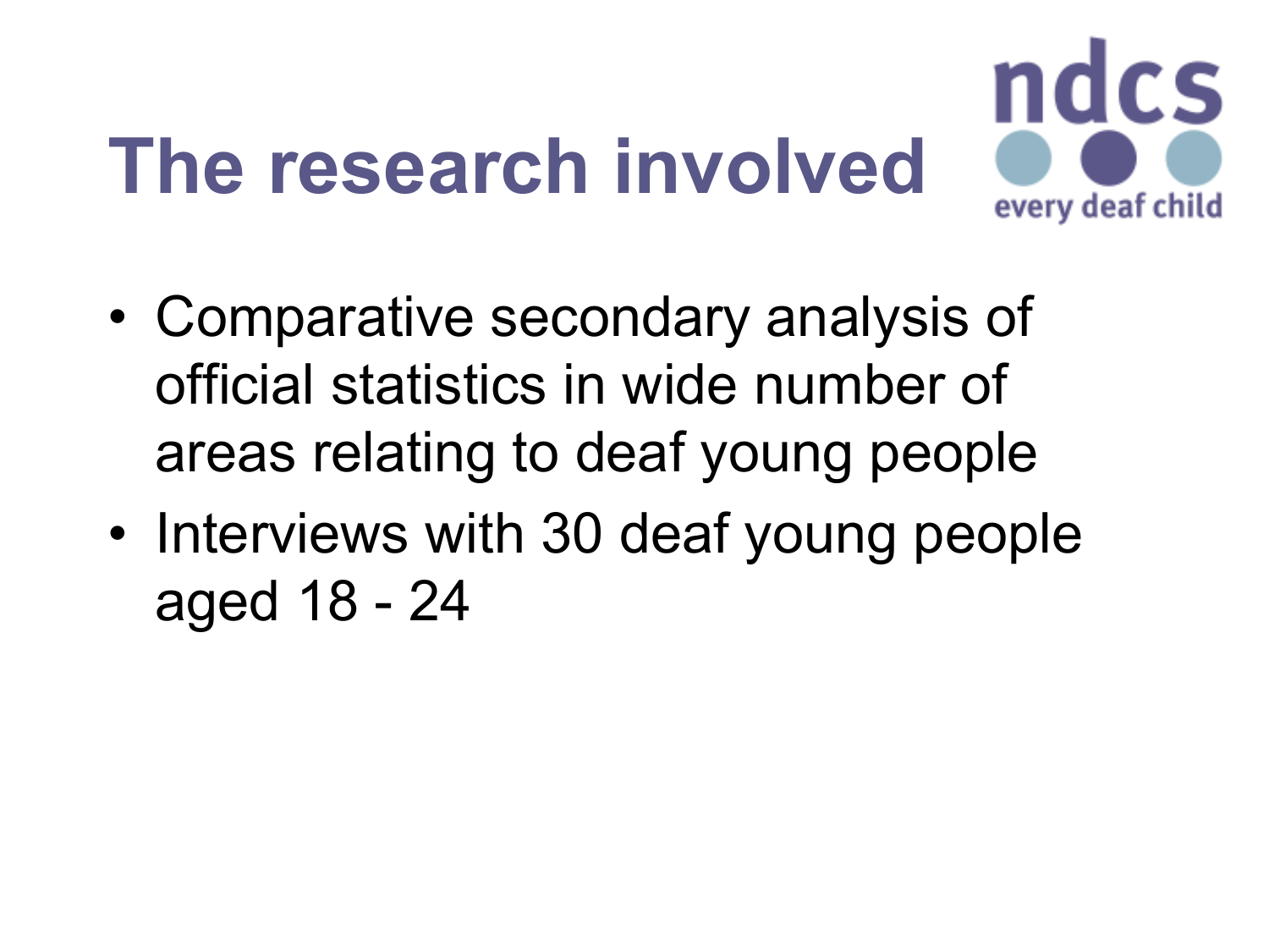# The research involved

- Comparative secondary analysis of official statistics in wide number of areas relating to deaf young people
- Interviews with 30 deaf young people aged 18 - 24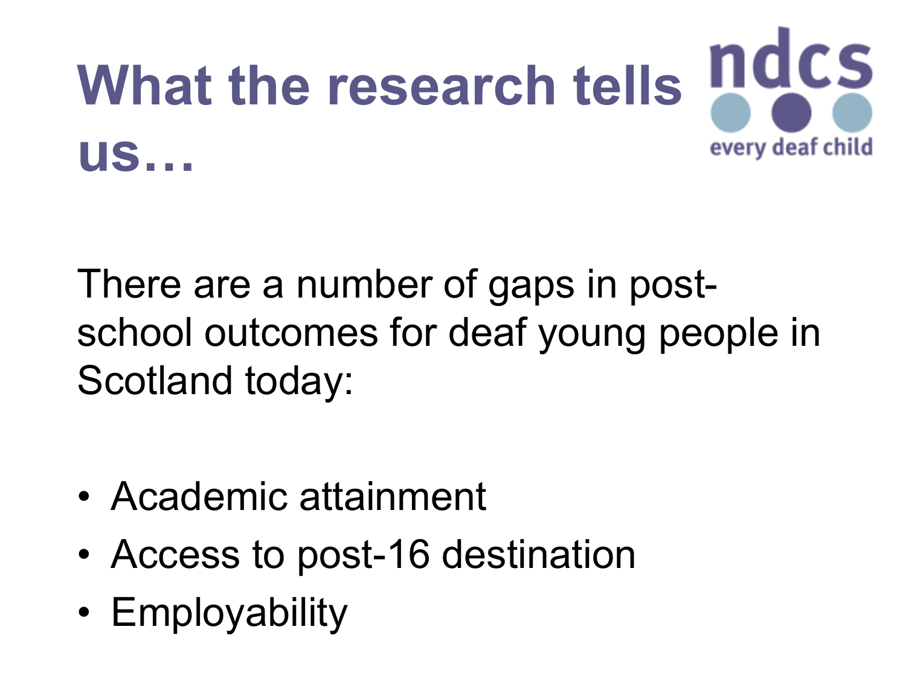# What the research tells us…

ndcs every deaf child

There are a number of gaps in post-school outcomes for deaf young people in Scotland today:

- Academic attainment
- Access to post-16 destination
- Employability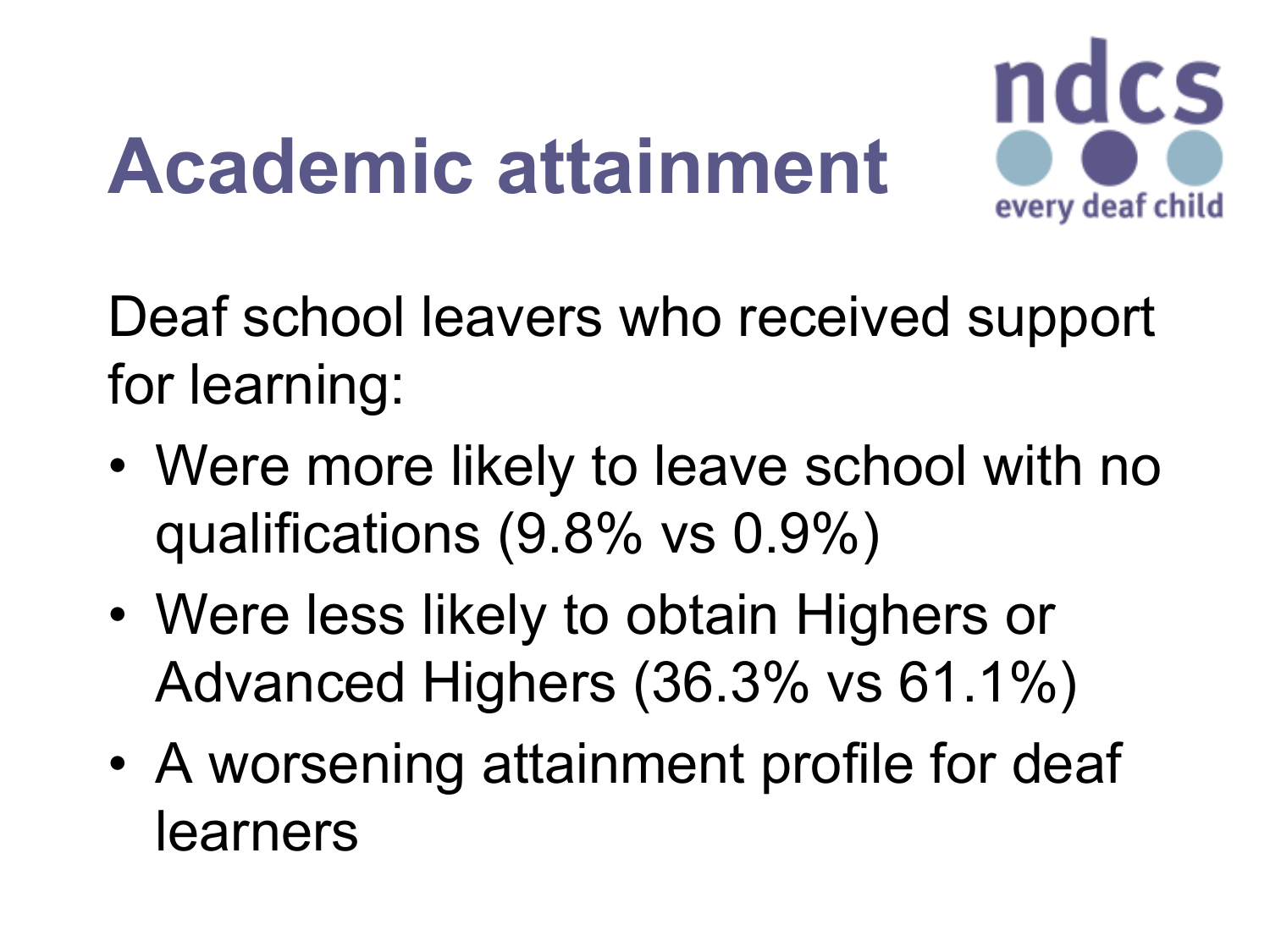# Academic attainment

Deaf school leavers who received support for learning:

- Were more likely to leave school with no qualifications (9.8% vs 0.9%)
- Were less likely to obtain Highers or Advanced Highers (36.3% vs 61.1%)
- A worsening attainment profile for deaf learners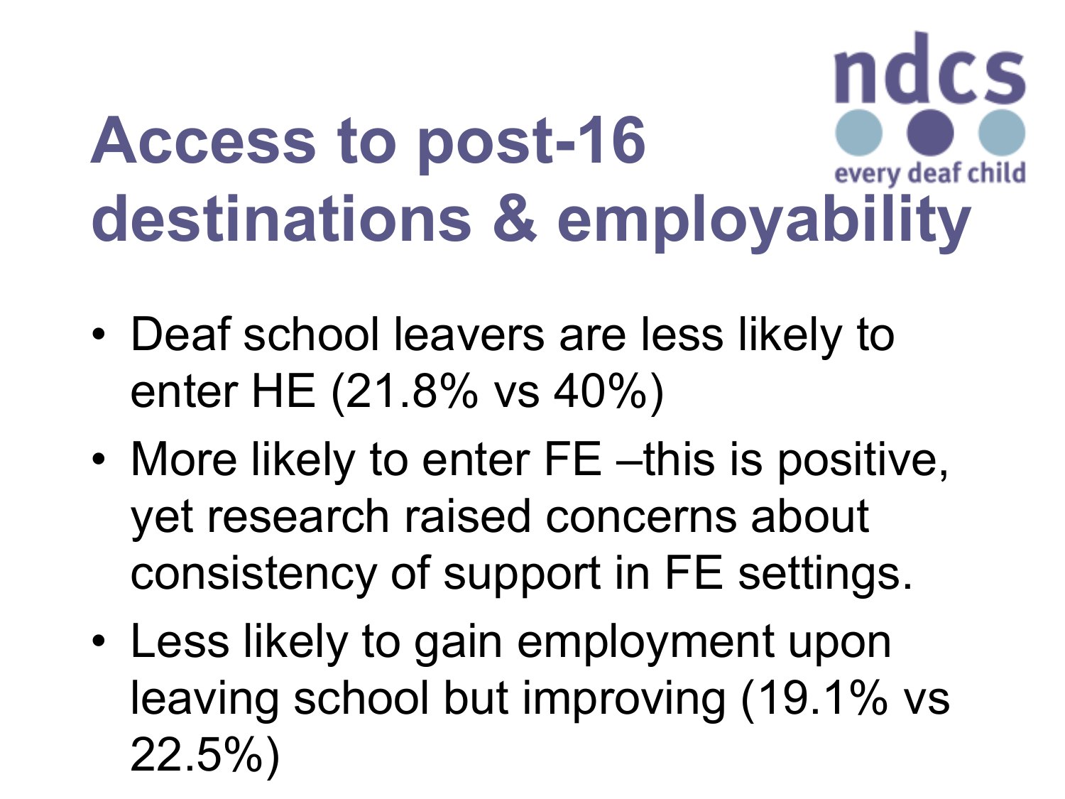# Access to post-16 destinations & employability

- Deaf school leavers are less likely to enter HE (21.8% vs 40%)
- More likely to enter FE –this is positive, yet research raised concerns about consistency of support in FE settings.
- Less likely to gain employment upon leaving school but improving (19.1% vs 22.5%)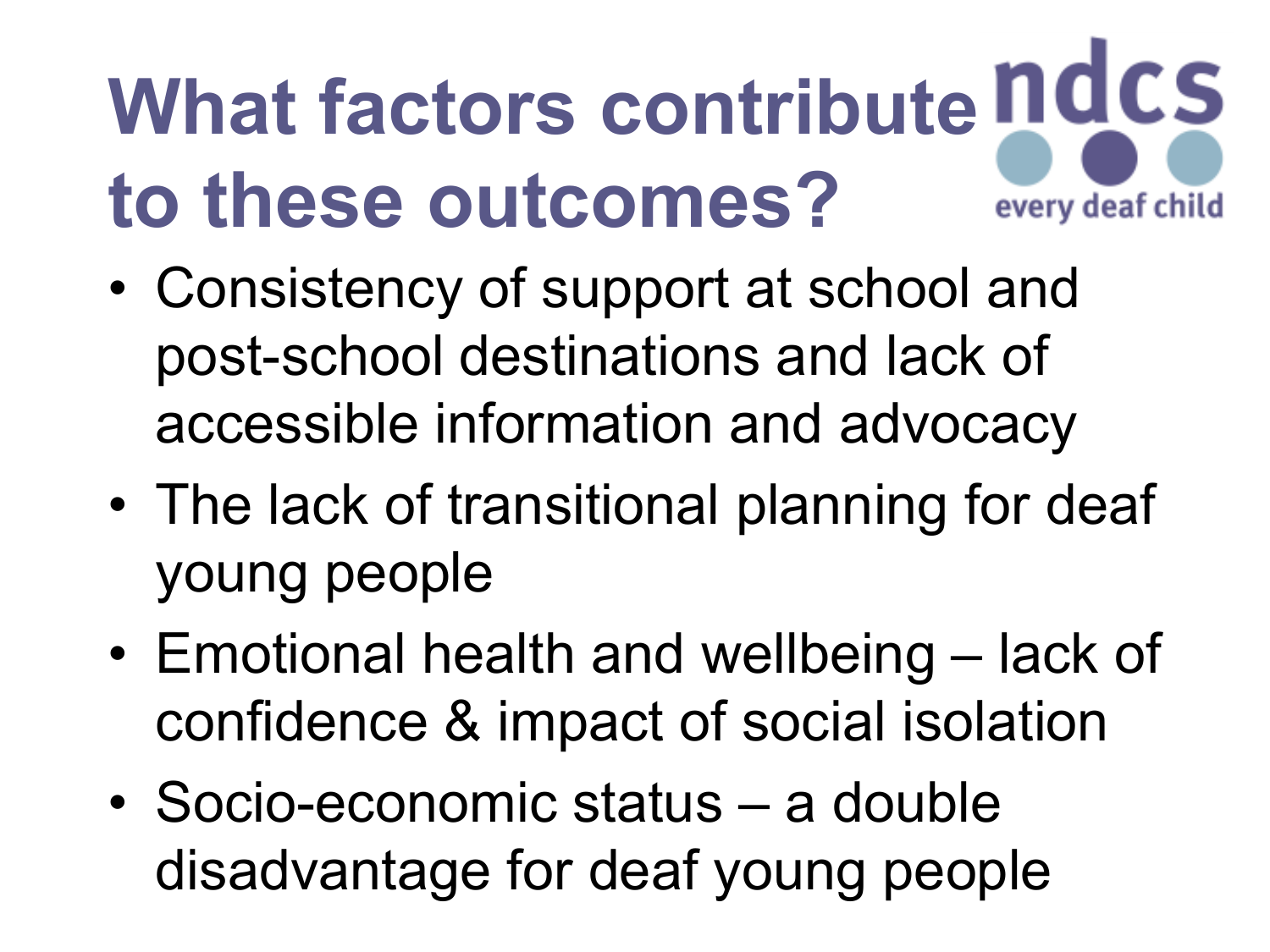# What factors contribute to these outcomes?

ndcs every deaf child

- Consistency of support at school and post-school destinations and lack of accessible information and advocacy
- The lack of transitional planning for deaf young people
- Emotional health and wellbeing – lack of confidence & impact of social isolation
- Socio-economic status – a double disadvantage for deaf young people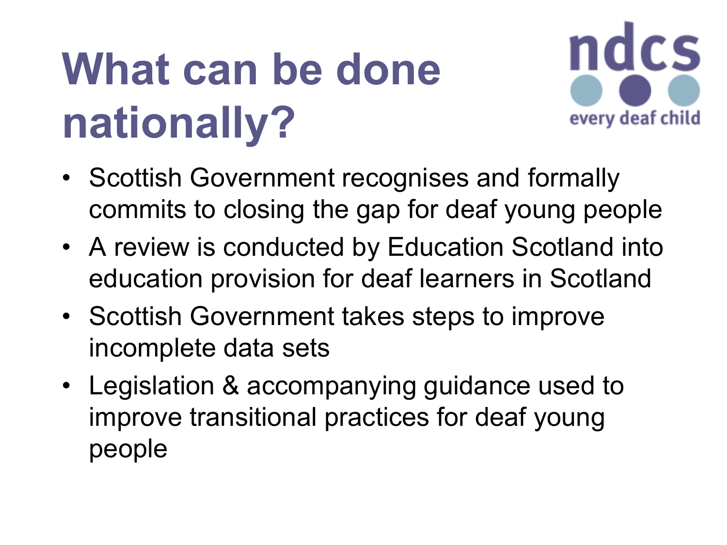# What can be done nationally?

- Scottish Government recognises and formally commits to closing the gap for deaf young people
- A review is conducted by Education Scotland into education provision for deaf learners in Scotland
- Scottish Government takes steps to improve incomplete data sets
- Legislation & accompanying guidance used to improve transitional practices for deaf young people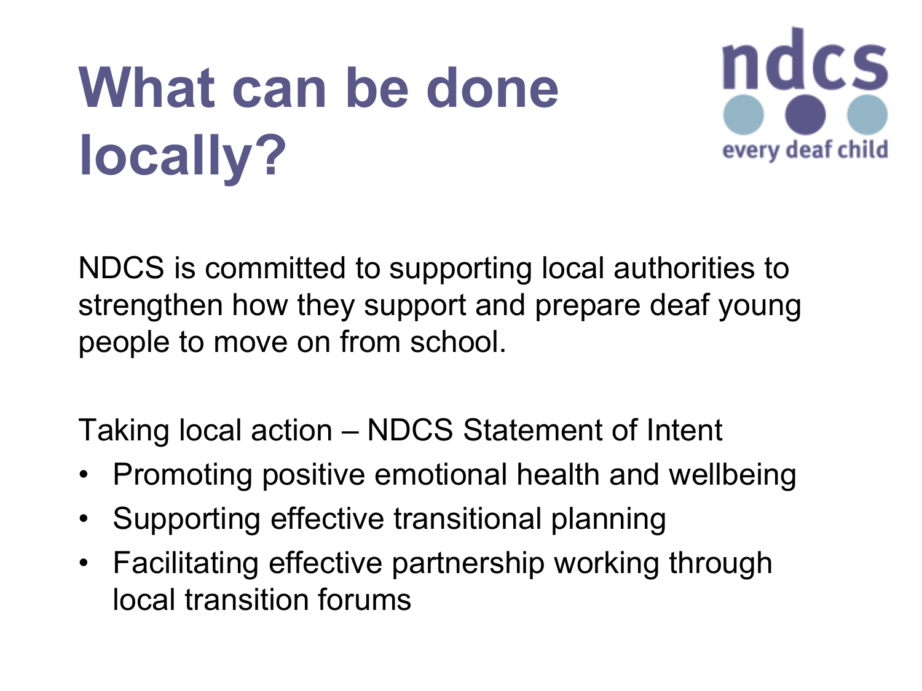# What can be done locally?

ndcs
every deaf child

NDCS is committed to supporting local authorities to strengthen how they support and prepare deaf young people to move on from school.

Taking local action – NDCS Statement of Intent

- Promoting positive emotional health and wellbeing
- Supporting effective transitional planning
- Facilitating effective partnership working through local transition forums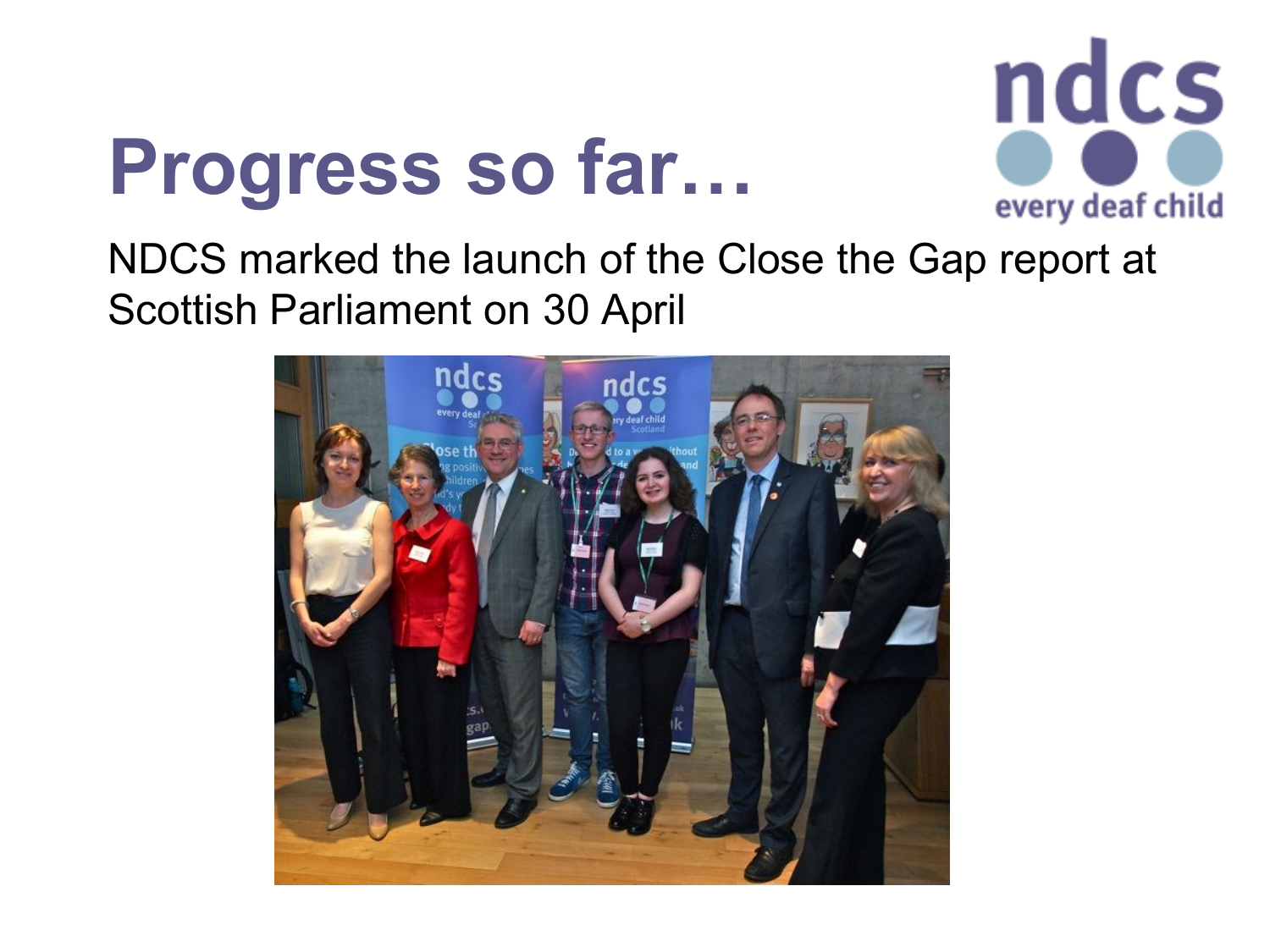# Progress so far…

NDCS marked the launch of the Close the Gap report at Scottish Parliament on 30 April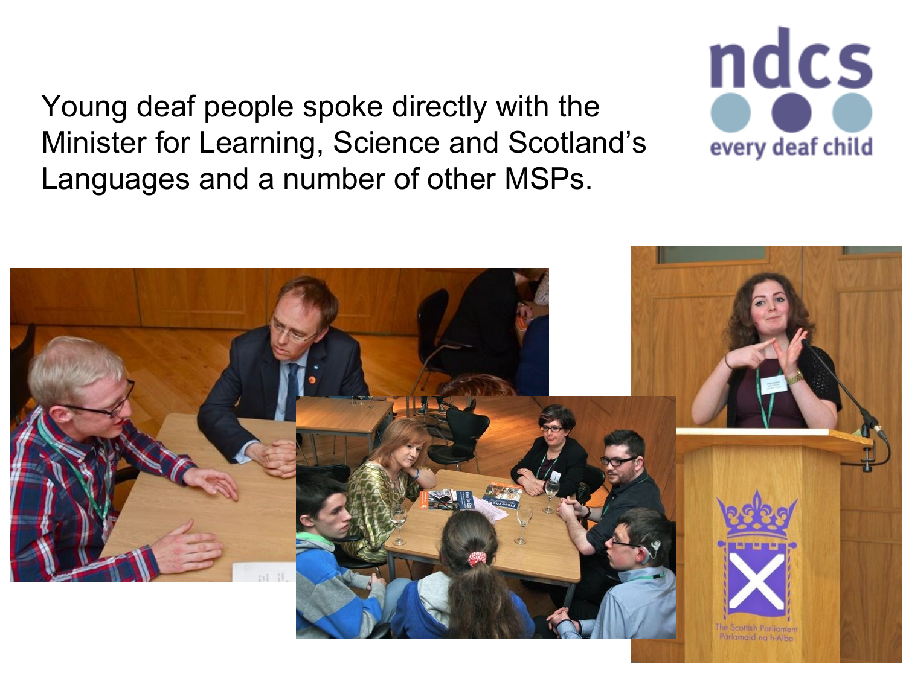Young deaf people spoke directly with the Minister for Learning, Science and Scotland's Languages and a number of other MSPs.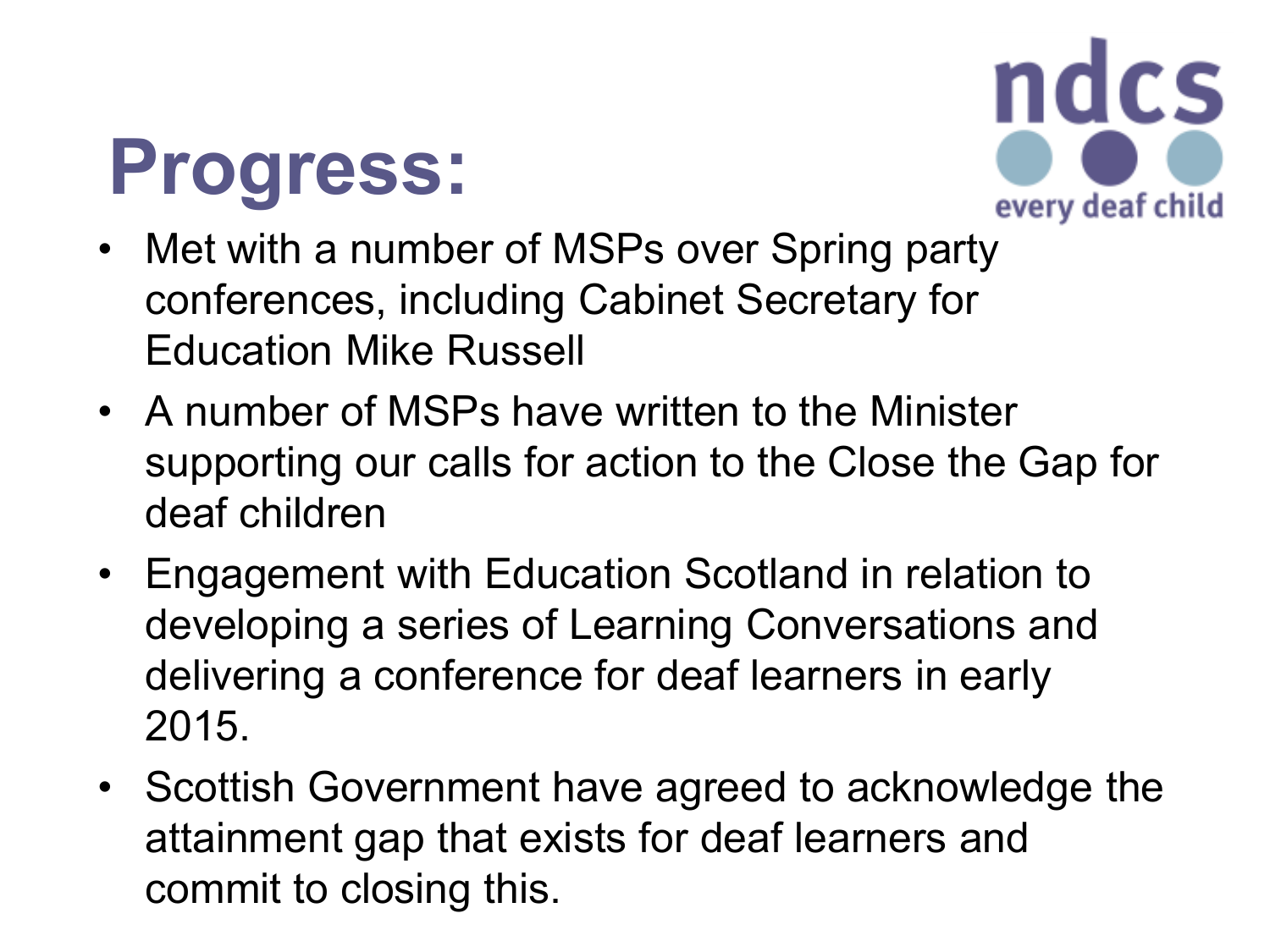# Progress:

- Met with a number of MSPs over Spring party conferences, including Cabinet Secretary for Education Mike Russell
- A number of MSPs have written to the Minister supporting our calls for action to the Close the Gap for deaf children
- Engagement with Education Scotland in relation to developing a series of Learning Conversations and delivering a conference for deaf learners in early 2015.
- Scottish Government have agreed to acknowledge the attainment gap that exists for deaf learners and commit to closing this.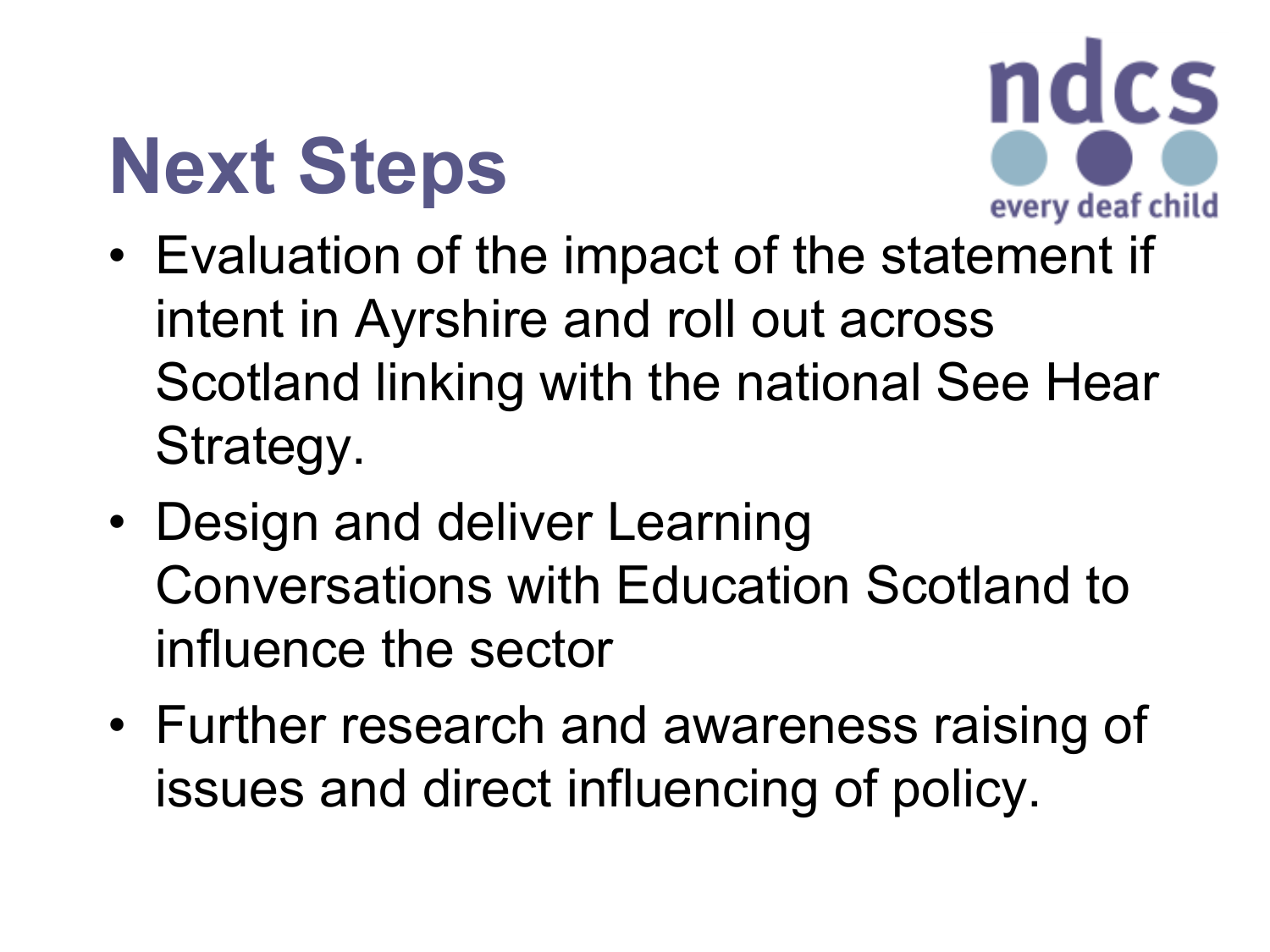# Next Steps

ndcs
every deaf child

- Evaluation of the impact of the statement if intent in Ayrshire and roll out across Scotland linking with the national See Hear Strategy.
- Design and deliver Learning Conversations with Education Scotland to influence the sector
- Further research and awareness raising of issues and direct influencing of policy.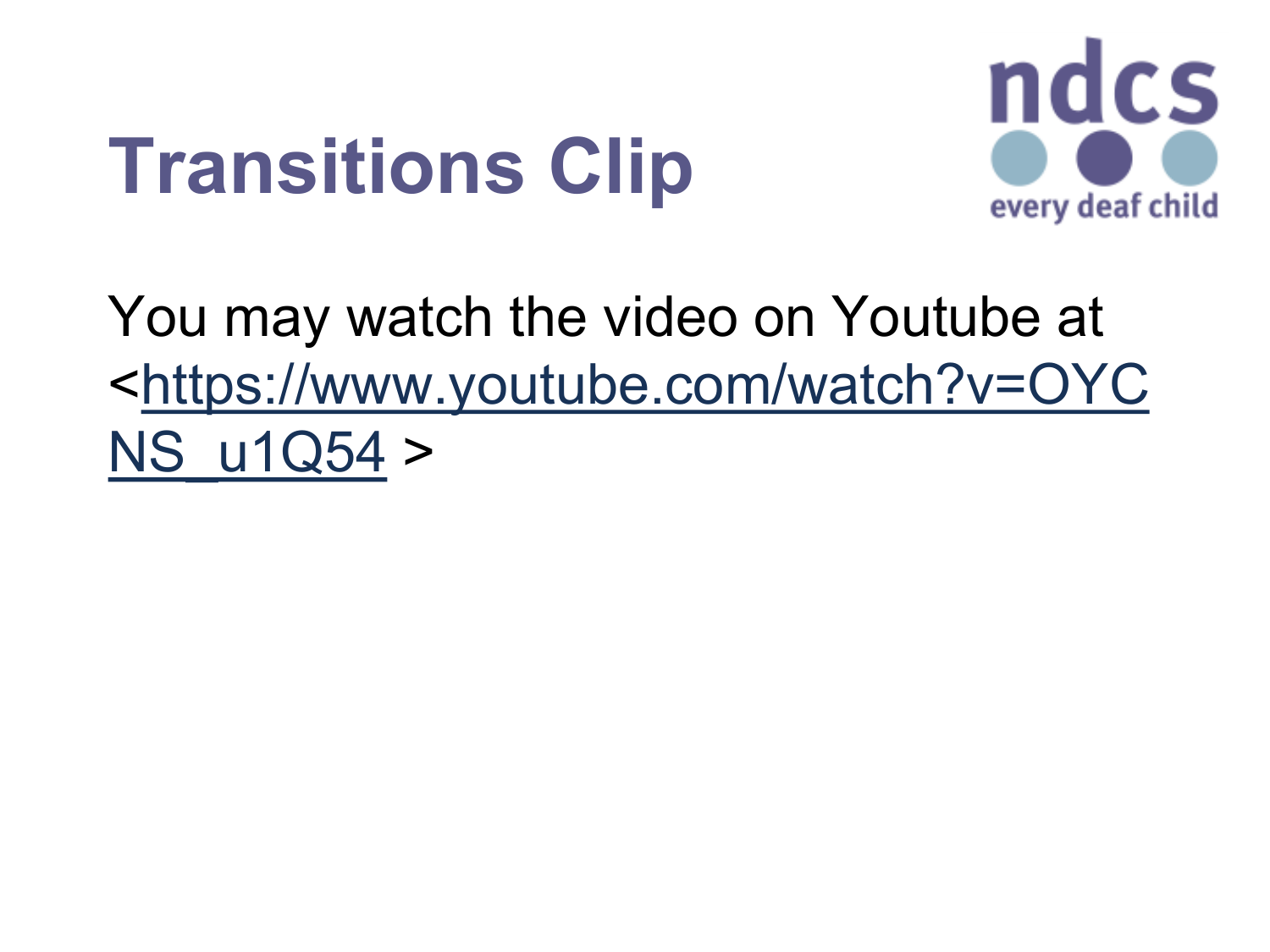# Transitions Clip

ndcs
every deaf child

You may watch the video on Youtube at <https://www.youtube.com/watch?v=OYCNS_u1Q54 >